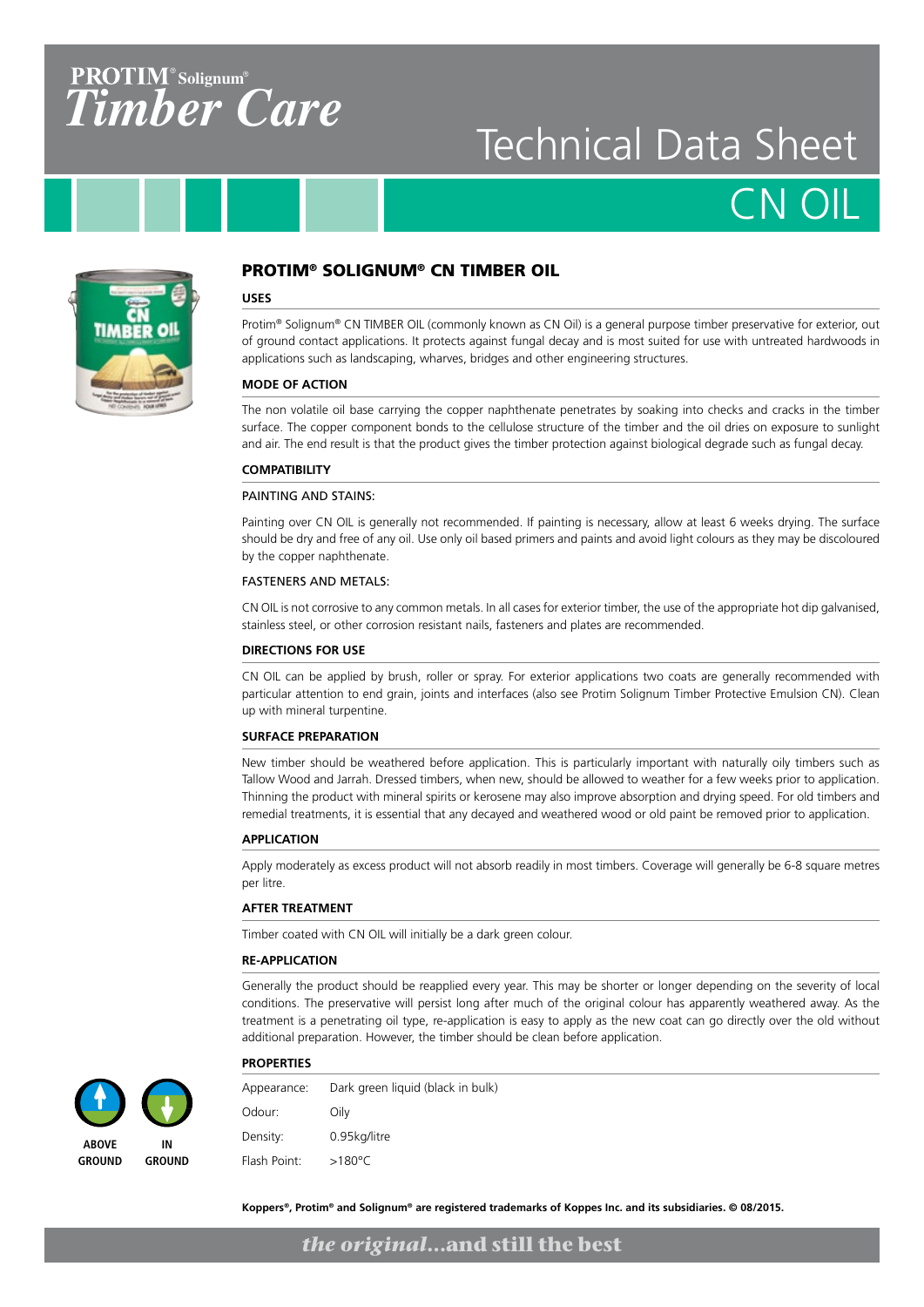PROTIM® Solignum®
*Timber Care*

# Technical Data Sheet

# CN OIL

## PROTIM® SOLIGNUM® CN TIMBER OIL

### USES

Protim® Solignum® CN TIMBER OIL (commonly known as CN Oil) is a general purpose timber preservative for exterior, out of ground contact applications. It protects against fungal decay and is most suited for use with untreated hardwoods in applications such as landscaping, wharves, bridges and other engineering structures.

### MODE OF ACTION

The non volatile oil base carrying the copper naphthenate penetrates by soaking into checks and cracks in the timber surface. The copper component bonds to the cellulose structure of the timber and the oil dries on exposure to sunlight and air. The end result is that the product gives the timber protection against biological degrade such as fungal decay.

### COMPATIBILITY

PAINTING AND STAINS:

Painting over CN OIL is generally not recommended. If painting is necessary, allow at least 6 weeks drying. The surface should be dry and free of any oil. Use only oil based primers and paints and avoid light colours as they may be discoloured by the copper naphthenate.

FASTENERS AND METALS:

CN OIL is not corrosive to any common metals. In all cases for exterior timber, the use of the appropriate hot dip galvanised, stainless steel, or other corrosion resistant nails, fasteners and plates are recommended.

### DIRECTIONS FOR USE

CN OIL can be applied by brush, roller or spray. For exterior applications two coats are generally recommended with particular attention to end grain, joints and interfaces (also see Protim Solignum Timber Protective Emulsion CN). Clean up with mineral turpentine.

### SURFACE PREPARATION

New timber should be weathered before application. This is particularly important with naturally oily timbers such as Tallow Wood and Jarrah. Dressed timbers, when new, should be allowed to weather for a few weeks prior to application. Thinning the product with mineral spirits or kerosene may also improve absorption and drying speed. For old timbers and remedial treatments, it is essential that any decayed and weathered wood or old paint be removed prior to application.

### APPLICATION

Apply moderately as excess product will not absorb readily in most timbers. Coverage will generally be 6-8 square metres per litre.

### AFTER TREATMENT

Timber coated with CN OIL will initially be a dark green colour.

### RE-APPLICATION

Generally the product should be reapplied every year. This may be shorter or longer depending on the severity of local conditions. The preservative will persist long after much of the original colour has apparently weathered away. As the treatment is a penetrating oil type, re-application is easy to apply as the new coat can go directly over the old without additional preparation. However, the timber should be clean before application.

### PROPERTIES

| | |
|---|---|
| Appearance: | Dark green liquid (black in bulk) |
| Odour: | Oily |
| Density: | 0.95kg/litre |
| Flash Point: | >180°C |

ABOVE GROUND IN GROUND

**Koppers®, Protim® and Solignum® are registered trademarks of Koppers Inc. and its subsidiaries. © 08/2015.**

*the original*...and still the best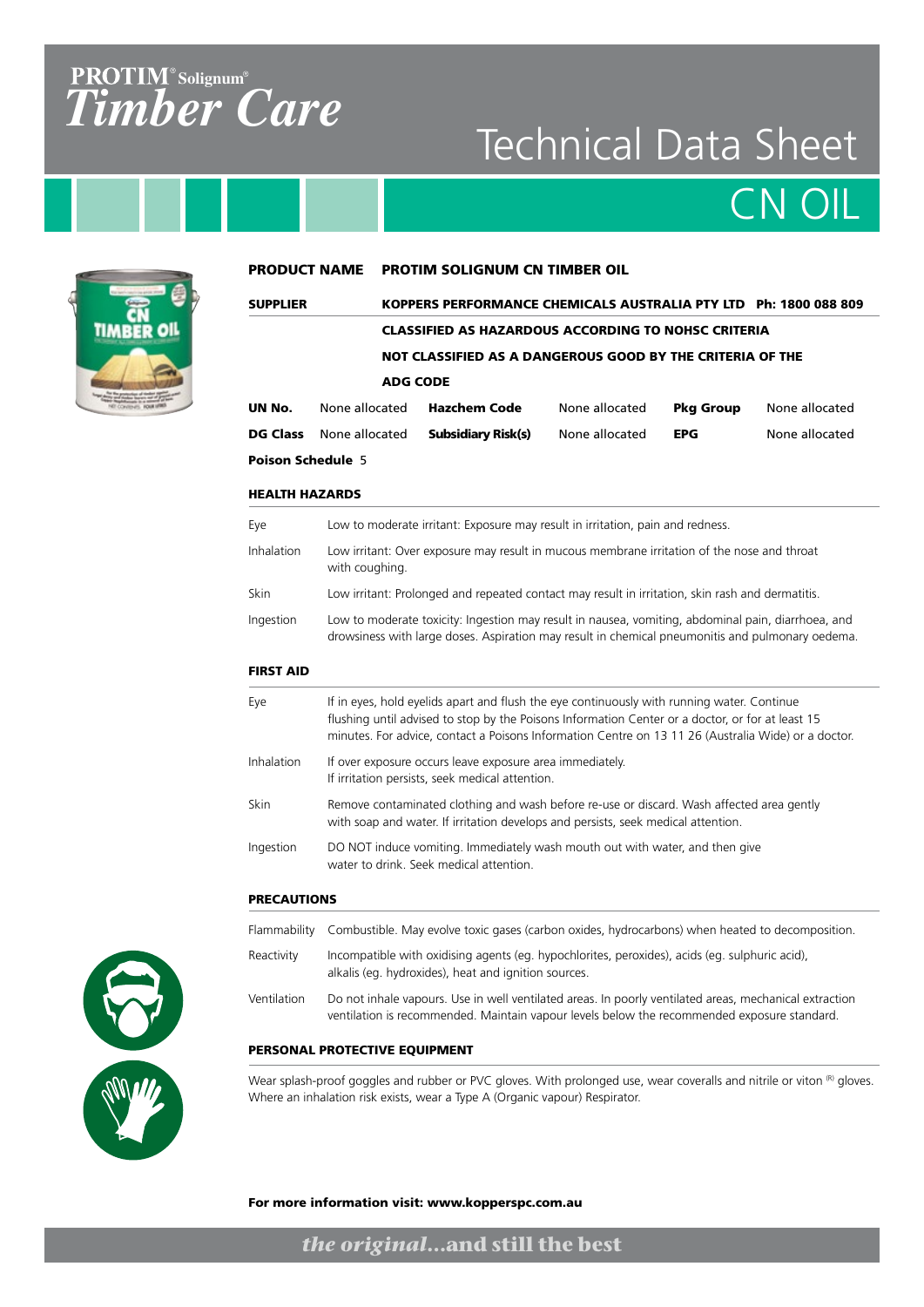PROTIM® Solignum®
*Timber Care*

# Technical Data Sheet

## CN OIL

**PRODUCT NAME** **PROTIM SOLIGNUM CN TIMBER OIL**

**SUPPLIER** **KOPPERS PERFORMANCE CHEMICALS AUSTRALIA PTY LTD Ph: 1800 088 809**

**CLASSIFIED AS HAZARDOUS ACCORDING TO NOHSC CRITERIA**

**NOT CLASSIFIED AS A DANGEROUS GOOD BY THE CRITERIA OF THE ADG CODE**

| | | | | | |
|---|---|---|---|---|---|
| **UN No.** | None allocated | **Hazchem Code** | None allocated | **Pkg Group** | None allocated |
| **DG Class** | None allocated | **Subsidiary Risk(s)** | None allocated | **EPG** | None allocated |

**Poison Schedule** 5

### HEALTH HAZARDS

| | |
|---|---|
| Eye | Low to moderate irritant: Exposure may result in irritation, pain and redness. |
| Inhalation | Low irritant: Over exposure may result in mucous membrane irritation of the nose and throat with coughing. |
| Skin | Low irritant: Prolonged and repeated contact may result in irritation, skin rash and dermatitis. |
| Ingestion | Low to moderate toxicity: Ingestion may result in nausea, vomiting, abdominal pain, diarrhoea, and drowsiness with large doses. Aspiration may result in chemical pneumonitis and pulmonary oedema. |

### FIRST AID

| | |
|---|---|
| Eye | If in eyes, hold eyelids apart and flush the eye continuously with running water. Continue flushing until advised to stop by the Poisons Information Center or a doctor, or for at least 15 minutes. For advice, contact a Poisons Information Centre on 13 11 26 (Australia Wide) or a doctor. |
| Inhalation | If over exposure occurs leave exposure area immediately. If irritation persists, seek medical attention. |
| Skin | Remove contaminated clothing and wash before re-use or discard. Wash affected area gently with soap and water. If irritation develops and persists, seek medical attention. |
| Ingestion | DO NOT induce vomiting. Immediately wash mouth out with water, and then give water to drink. Seek medical attention. |

### PRECAUTIONS

| | |
|---|---|
| Flammability | Combustible. May evolve toxic gases (carbon oxides, hydrocarbons) when heated to decomposition. |
| Reactivity | Incompatible with oxidising agents (eg. hypochlorites, peroxides), acids (eg. sulphuric acid), alkalis (eg. hydroxides), heat and ignition sources. |
| Ventilation | Do not inhale vapours. Use in well ventilated areas. In poorly ventilated areas, mechanical extraction ventilation is recommended. Maintain vapour levels below the recommended exposure standard. |

### PERSONAL PROTECTIVE EQUIPMENT

Wear splash-proof goggles and rubber or PVC gloves. With prolonged use, wear coveralls and nitrile or viton ® gloves. Where an inhalation risk exists, wear a Type A (Organic vapour) Respirator.

**For more information visit: www.kopperspc.com.au**

*the original*...**and still the best**